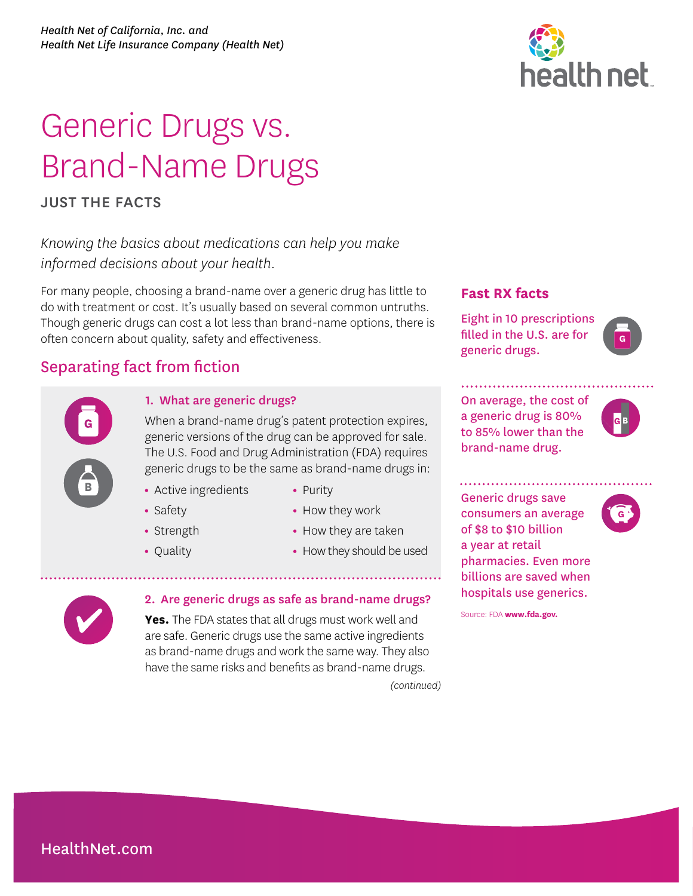*Health Net of California, Inc. and*
*Health Net Life Insurance Company (Health Net)*

# Generic Drugs vs. Brand-Name Drugs

**JUST THE FACTS**

*Knowing the basics about medications can help you make informed decisions about your health.*

For many people, choosing a brand-name over a generic drug has little to do with treatment or cost. It's usually based on several common untruths. Though generic drugs can cost a lot less than brand-name options, there is often concern about quality, safety and effectiveness.

## Separating fact from fiction

### 1. What are generic drugs?

When a brand-name drug's patent protection expires, generic versions of the drug can be approved for sale. The U.S. Food and Drug Administration (FDA) requires generic drugs to be the same as brand-name drugs in:

- Active ingredients
- Safety
- Strength
- Quality
- Purity
- How they work
- How they are taken
- How they should be used

### 2. Are generic drugs as safe as brand-name drugs?

**Yes.** The FDA states that all drugs must work well and are safe. Generic drugs use the same active ingredients as brand-name drugs and work the same way. They also have the same risks and benefits as brand-name drugs.

*(continued)*

## Fast RX facts

Eight in 10 prescriptions filled in the U.S. are for generic drugs.

On average, the cost of a generic drug is 80% to 85% lower than the brand-name drug.

Generic drugs save consumers an average of $8 to $10 billion a year at retail pharmacies. Even more billions are saved when hospitals use generics.

Source: FDA **www.fda.gov.**

HealthNet.com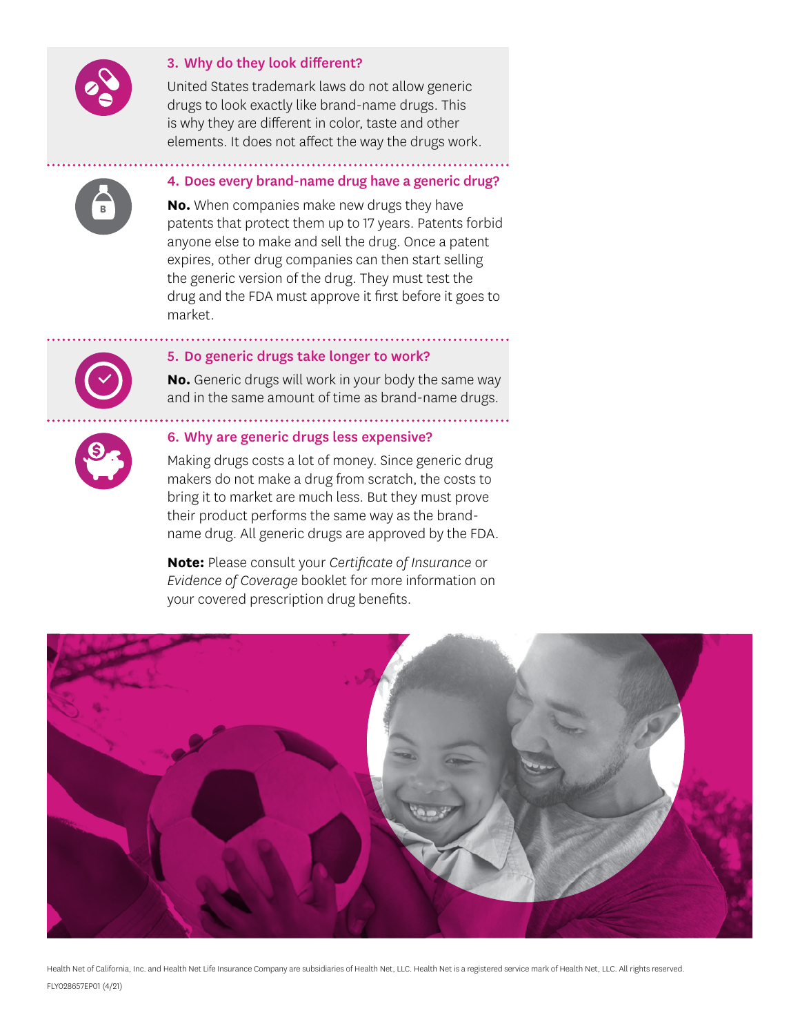### 3. Why do they look different?

United States trademark laws do not allow generic drugs to look exactly like brand-name drugs. This is why they are different in color, taste and other elements. It does not affect the way the drugs work.

### 4. Does every brand-name drug have a generic drug?

**No.** When companies make new drugs they have patents that protect them up to 17 years. Patents forbid anyone else to make and sell the drug. Once a patent expires, other drug companies can then start selling the generic version of the drug. They must test the drug and the FDA must approve it first before it goes to market.

### 5. Do generic drugs take longer to work?

**No.** Generic drugs will work in your body the same way and in the same amount of time as brand-name drugs.

### 6. Why are generic drugs less expensive?

Making drugs costs a lot of money. Since generic drug makers do not make a drug from scratch, the costs to bring it to market are much less. But they must prove their product performs the same way as the brand-name drug. All generic drugs are approved by the FDA.

**Note:** Please consult your *Certificate of Insurance* or *Evidence of Coverage* booklet for more information on your covered prescription drug benefits.

Health Net of California, Inc. and Health Net Life Insurance Company are subsidiaries of Health Net, LLC. Health Net is a registered service mark of Health Net, LLC. All rights reserved.

FLY028657EP01 (4/21)